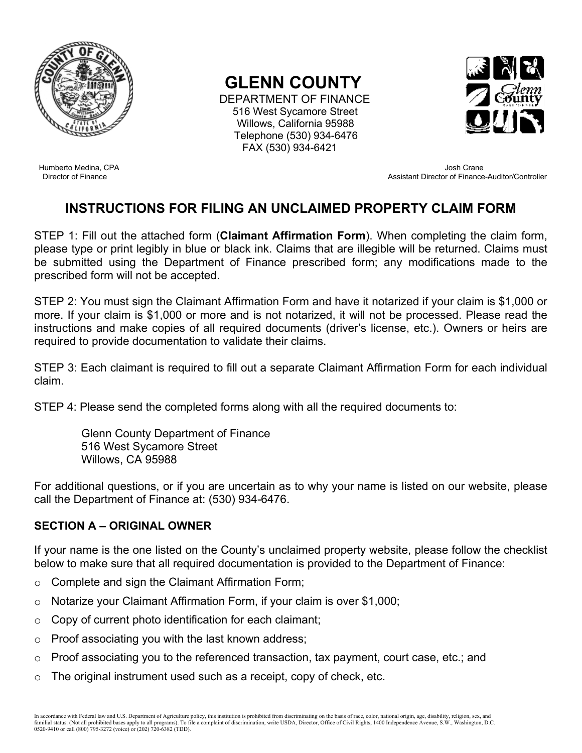# GLENN COUNTY

DEPARTMENT OF FINANCE
516 West Sycamore Street
Willows, California 95988
Telephone (530) 934-6476
FAX (530) 934-6421

Humberto Medina, CPA
Director of Finance

Josh Crane
Assistant Director of Finance-Auditor/Controller

## INSTRUCTIONS FOR FILING AN UNCLAIMED PROPERTY CLAIM FORM

STEP 1: Fill out the attached form (**Claimant Affirmation Form**). When completing the claim form, please type or print legibly in blue or black ink. Claims that are illegible will be returned. Claims must be submitted using the Department of Finance prescribed form; any modifications made to the prescribed form will not be accepted.

STEP 2: You must sign the Claimant Affirmation Form and have it notarized if your claim is $1,000 or more. If your claim is $1,000 or more and is not notarized, it will not be processed. Please read the instructions and make copies of all required documents (driver's license, etc.). Owners or heirs are required to provide documentation to validate their claims.

STEP 3: Each claimant is required to fill out a separate Claimant Affirmation Form for each individual claim.

STEP 4: Please send the completed forms along with all the required documents to:

Glenn County Department of Finance
516 West Sycamore Street
Willows, CA 95988

For additional questions, or if you are uncertain as to why your name is listed on our website, please call the Department of Finance at: (530) 934-6476.

### SECTION A – ORIGINAL OWNER

If your name is the one listed on the County's unclaimed property website, please follow the checklist below to make sure that all required documentation is provided to the Department of Finance:

- Complete and sign the Claimant Affirmation Form;
- Notarize your Claimant Affirmation Form, if your claim is over $1,000;
- Copy of current photo identification for each claimant;
- Proof associating you with the last known address;
- Proof associating you to the referenced transaction, tax payment, court case, etc.; and
- The original instrument used such as a receipt, copy of check, etc.

In accordance with Federal law and U.S. Department of Agriculture policy, this institution is prohibited from discriminating on the basis of race, color, national origin, age, disability, religion, sex, and familial status. (Not all prohibited bases apply to all programs). To file a complaint of discrimination, write USDA, Director, Office of Civil Rights, 1400 Independence Avenue, S.W., Washington, D.C. 0520-9410 or call (800) 795-3272 (voice) or (202) 720-6382 (TDD).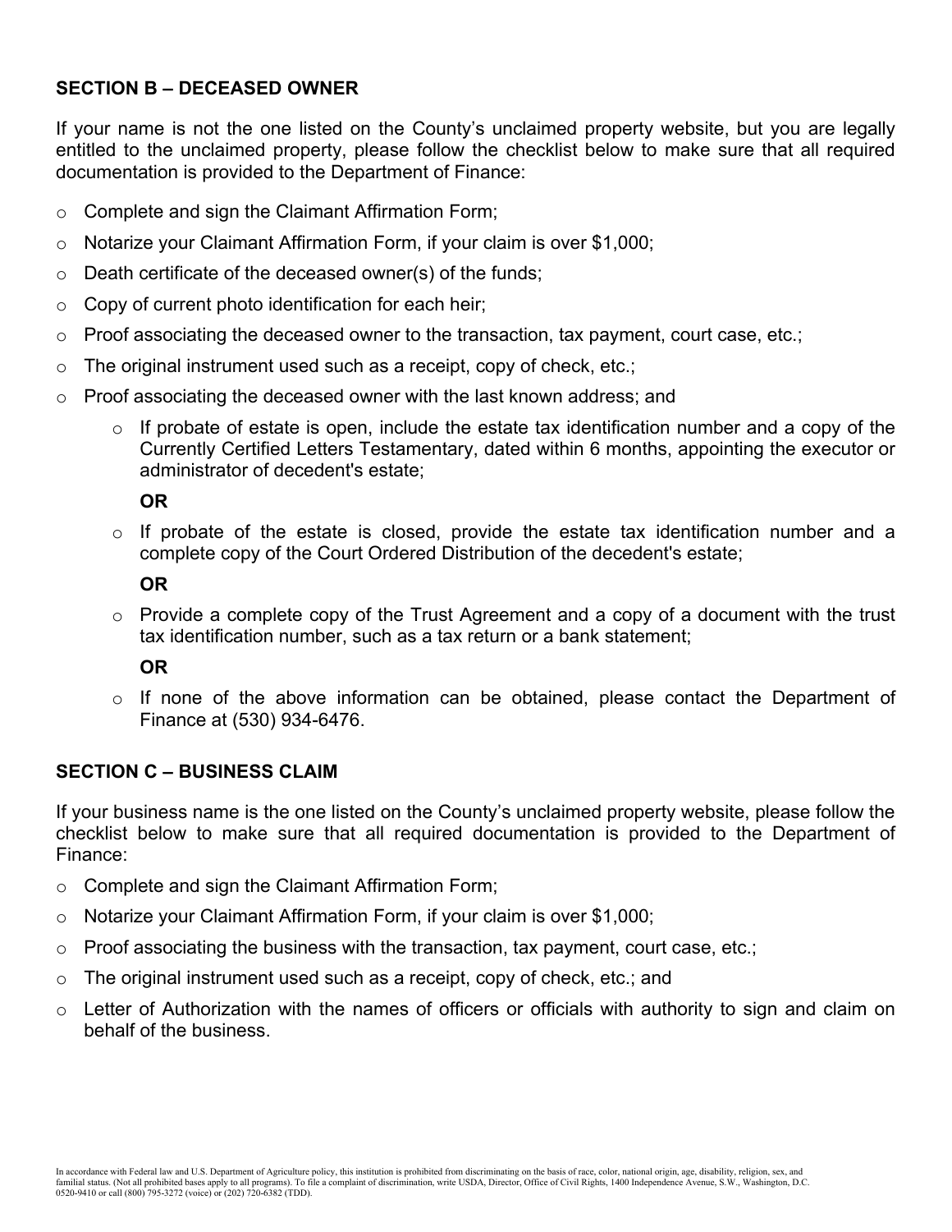## SECTION B – DECEASED OWNER

If your name is not the one listed on the County's unclaimed property website, but you are legally entitled to the unclaimed property, please follow the checklist below to make sure that all required documentation is provided to the Department of Finance:

- Complete and sign the Claimant Affirmation Form;
- Notarize your Claimant Affirmation Form, if your claim is over $1,000;
- Death certificate of the deceased owner(s) of the funds;
- Copy of current photo identification for each heir;
- Proof associating the deceased owner to the transaction, tax payment, court case, etc.;
- The original instrument used such as a receipt, copy of check, etc.;
- Proof associating the deceased owner with the last known address; and
  - If probate of estate is open, include the estate tax identification number and a copy of the Currently Certified Letters Testamentary, dated within 6 months, appointing the executor or administrator of decedent's estate;

    **OR**

  - If probate of the estate is closed, provide the estate tax identification number and a complete copy of the Court Ordered Distribution of the decedent's estate;

    **OR**

  - Provide a complete copy of the Trust Agreement and a copy of a document with the trust tax identification number, such as a tax return or a bank statement;

    **OR**

  - If none of the above information can be obtained, please contact the Department of Finance at (530) 934-6476.

## SECTION C – BUSINESS CLAIM

If your business name is the one listed on the County's unclaimed property website, please follow the checklist below to make sure that all required documentation is provided to the Department of Finance:

- Complete and sign the Claimant Affirmation Form;
- Notarize your Claimant Affirmation Form, if your claim is over $1,000;
- Proof associating the business with the transaction, tax payment, court case, etc.;
- The original instrument used such as a receipt, copy of check, etc.; and
- Letter of Authorization with the names of officers or officials with authority to sign and claim on behalf of the business.

In accordance with Federal law and U.S. Department of Agriculture policy, this institution is prohibited from discriminating on the basis of race, color, national origin, age, disability, religion, sex, and familial status. (Not all prohibited bases apply to all programs). To file a complaint of discrimination, write USDA, Director, Office of Civil Rights, 1400 Independence Avenue, S.W., Washington, D.C. 0520-9410 or call (800) 795-3272 (voice) or (202) 720-6382 (TDD).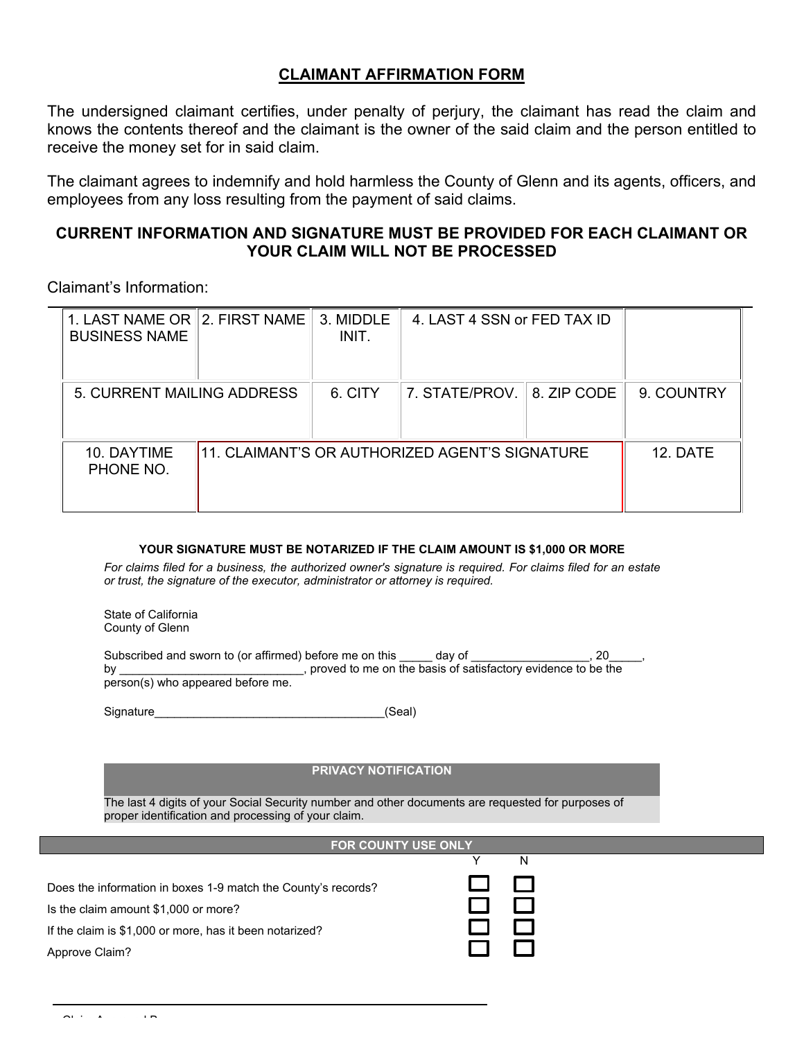# CLAIMANT AFFIRMATION FORM

The undersigned claimant certifies, under penalty of perjury, the claimant has read the claim and knows the contents thereof and the claimant is the owner of the said claim and the person entitled to receive the money set for in said claim.

The claimant agrees to indemnify and hold harmless the County of Glenn and its agents, officers, and employees from any loss resulting from the payment of said claims.

**CURRENT INFORMATION AND SIGNATURE MUST BE PROVIDED FOR EACH CLAIMANT OR YOUR CLAIM WILL NOT BE PROCESSED**

Claimant's Information:

| 1. LAST NAME OR BUSINESS NAME | 2. FIRST NAME | 3. MIDDLE INIT. | 4. LAST 4 SSN or FED TAX ID | | |
|---|---|---|---|---|---|
| 5. CURRENT MAILING ADDRESS | | 6. CITY | 7. STATE/PROV. | 8. ZIP CODE | 9. COUNTRY |
| 10. DAYTIME PHONE NO. | 11. CLAIMANT'S OR AUTHORIZED AGENT'S SIGNATURE | | | | 12. DATE |

**YOUR SIGNATURE MUST BE NOTARIZED IF THE CLAIM AMOUNT IS $1,000 OR MORE**

*For claims filed for a business, the authorized owner's signature is required. For claims filed for an estate or trust, the signature of the executor, administrator or attorney is required.*

State of California
County of Glenn

Subscribed and sworn to (or affirmed) before me on this _____ day of __________________, 20_____, by ____________________________, proved to me on the basis of satisfactory evidence to be the person(s) who appeared before me.

Signature___________________________________(Seal)

**PRIVACY NOTIFICATION**

The last 4 digits of your Social Security number and other documents are requested for purposes of proper identification and processing of your claim.

**FOR COUNTY USE ONLY**

| | Y | N |
|---|---|---|
| Does the information in boxes 1-9 match the County's records? | ☐ | ☐ |
| Is the claim amount $1,000 or more? | ☐ | ☐ |
| If the claim is $1,000 or more, has it been notarized? | ☐ | ☐ |
| Approve Claim? | ☐ | ☐ |

___________________________________________

Claim Approved By